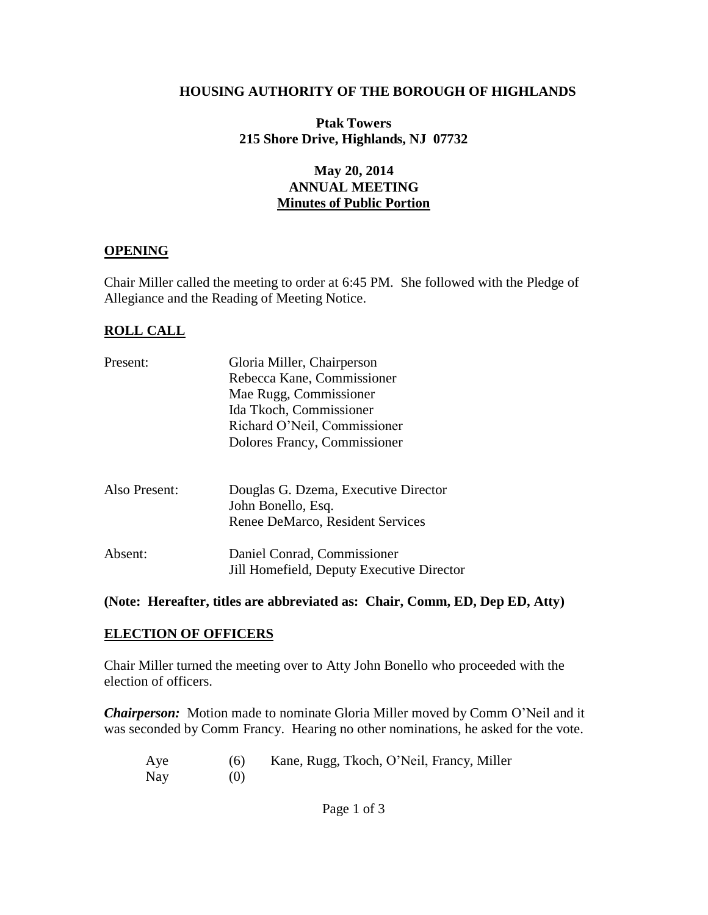**HOUSING AUTHORITY OF THE BOROUGH OF HIGHLANDS**

**Ptak Towers**
**215 Shore Drive, Highlands, NJ 07732**

**May 20, 2014**
**ANNUAL MEETING**
**Minutes of Public Portion**

## OPENING

Chair Miller called the meeting to order at 6:45 PM. She followed with the Pledge of Allegiance and the Reading of Meeting Notice.

## ROLL CALL

| | |
|---|---|
| Present: | Gloria Miller, Chairperson<br>Rebecca Kane, Commissioner<br>Mae Rugg, Commissioner<br>Ida Tkoch, Commissioner<br>Richard O'Neil, Commissioner<br>Dolores Francy, Commissioner |
| Also Present: | Douglas G. Dzema, Executive Director<br>John Bonello, Esq.<br>Renee DeMarco, Resident Services |
| Absent: | Daniel Conrad, Commissioner<br>Jill Homefield, Deputy Executive Director |

**(Note: Hereafter, titles are abbreviated as: Chair, Comm, ED, Dep ED, Atty)**

## ELECTION OF OFFICERS

Chair Miller turned the meeting over to Atty John Bonello who proceeded with the election of officers.

***Chairperson:*** Motion made to nominate Gloria Miller moved by Comm O'Neil and it was seconded by Comm Francy. Hearing no other nominations, he asked for the vote.

| | | |
|---|---|---|
| Aye | (6) | Kane, Rugg, Tkoch, O'Neil, Francy, Miller |
| Nay | (0) | |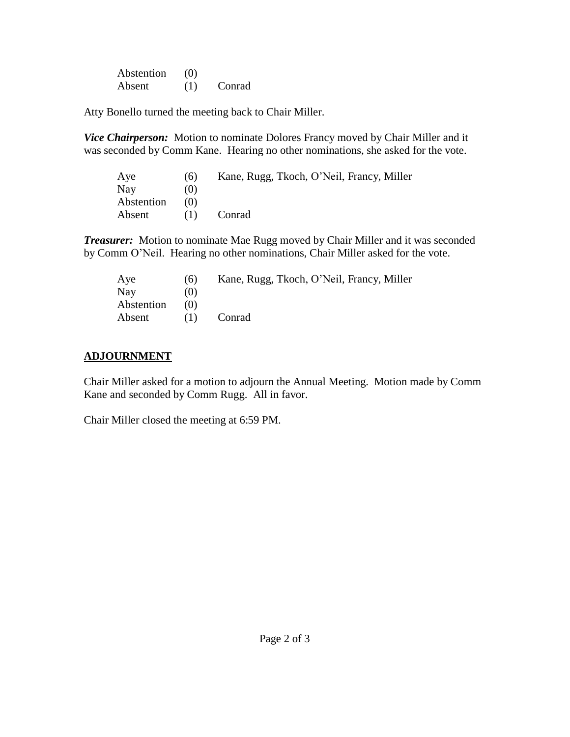| | | |
|---|---|---|
| Abstention | (0) | |
| Absent | (1) | Conrad |

Atty Bonello turned the meeting back to Chair Miller.

***Vice Chairperson:*** Motion to nominate Dolores Francy moved by Chair Miller and it was seconded by Comm Kane. Hearing no other nominations, she asked for the vote.

| | | |
|---|---|---|
| Aye | (6) | Kane, Rugg, Tkoch, O'Neil, Francy, Miller |
| Nay | (0) | |
| Abstention | (0) | |
| Absent | (1) | Conrad |

***Treasurer:*** Motion to nominate Mae Rugg moved by Chair Miller and it was seconded by Comm O'Neil. Hearing no other nominations, Chair Miller asked for the vote.

| | | |
|---|---|---|
| Aye | (6) | Kane, Rugg, Tkoch, O'Neil, Francy, Miller |
| Nay | (0) | |
| Abstention | (0) | |
| Absent | (1) | Conrad |

## ADJOURNMENT

Chair Miller asked for a motion to adjourn the Annual Meeting. Motion made by Comm Kane and seconded by Comm Rugg. All in favor.

Chair Miller closed the meeting at 6:59 PM.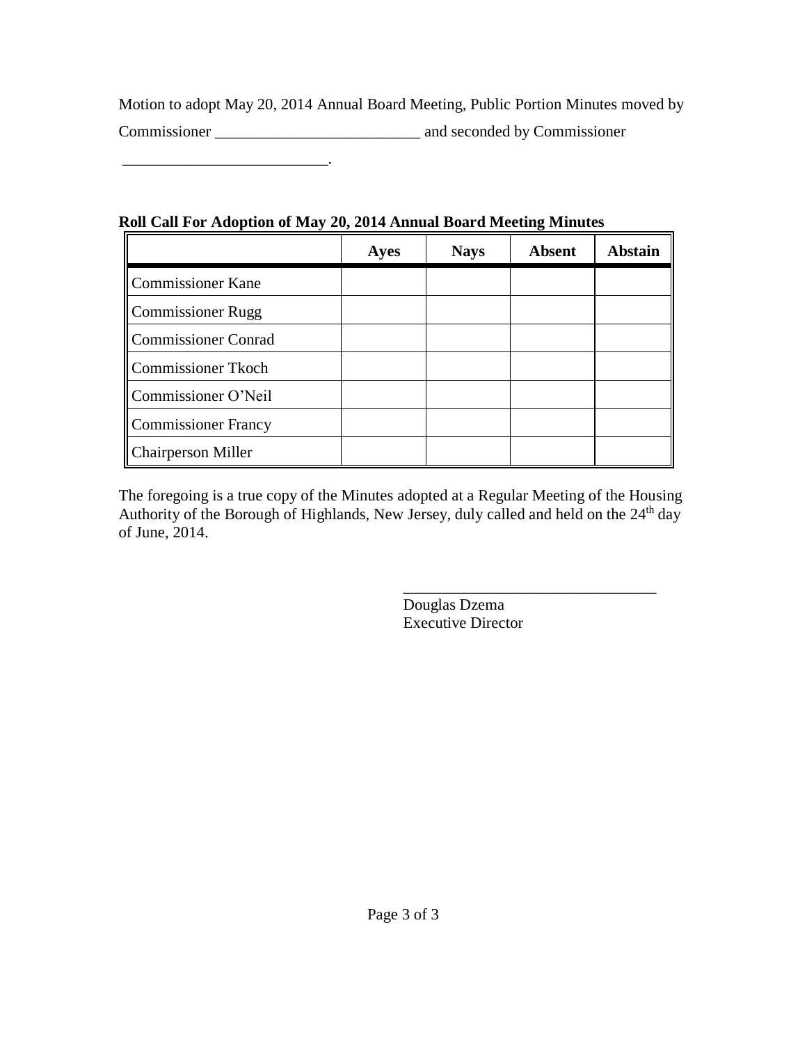Motion to adopt May 20, 2014 Annual Board Meeting, Public Portion Minutes moved by Commissioner __________________________ and seconded by Commissioner __________________________.

**Roll Call For Adoption of May 20, 2014 Annual Board Meeting Minutes**

| | Ayes | Nays | Absent | Abstain |
|---|---|---|---|---|
| Commissioner Kane | | | | |
| Commissioner Rugg | | | | |
| Commissioner Conrad | | | | |
| Commissioner Tkoch | | | | |
| Commissioner O'Neil | | | | |
| Commissioner Francy | | | | |
| Chairperson Miller | | | | |

The foregoing is a true copy of the Minutes adopted at a Regular Meeting of the Housing Authority of the Borough of Highlands, New Jersey, duly called and held on the 24th day of June, 2014.

________________________________
Douglas Dzema
Executive Director